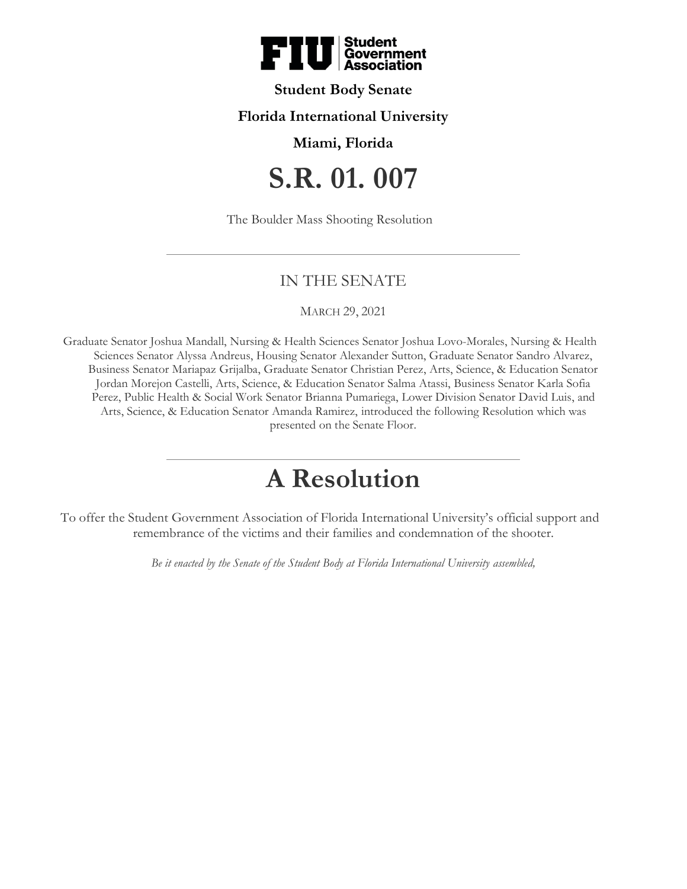**Student Body Senate**

**Florida International University**

**Miami, Florida**

# S.R. 01. 007

The Boulder Mass Shooting Resolution

---

## IN THE SENATE

MARCH 29, 2021

Graduate Senator Joshua Mandall, Nursing & Health Sciences Senator Joshua Lovo-Morales, Nursing & Health Sciences Senator Alyssa Andreus, Housing Senator Alexander Sutton, Graduate Senator Sandro Alvarez, Business Senator Mariapaz Grijalba, Graduate Senator Christian Perez, Arts, Science, & Education Senator Jordan Morejon Castelli, Arts, Science, & Education Senator Salma Atassi, Business Senator Karla Sofia Perez, Public Health & Social Work Senator Brianna Pumariega, Lower Division Senator David Luis, and Arts, Science, & Education Senator Amanda Ramirez, introduced the following Resolution which was presented on the Senate Floor.

---

# A Resolution

To offer the Student Government Association of Florida International University's official support and remembrance of the victims and their families and condemnation of the shooter.

*Be it enacted by the Senate of the Student Body at Florida International University assembled,*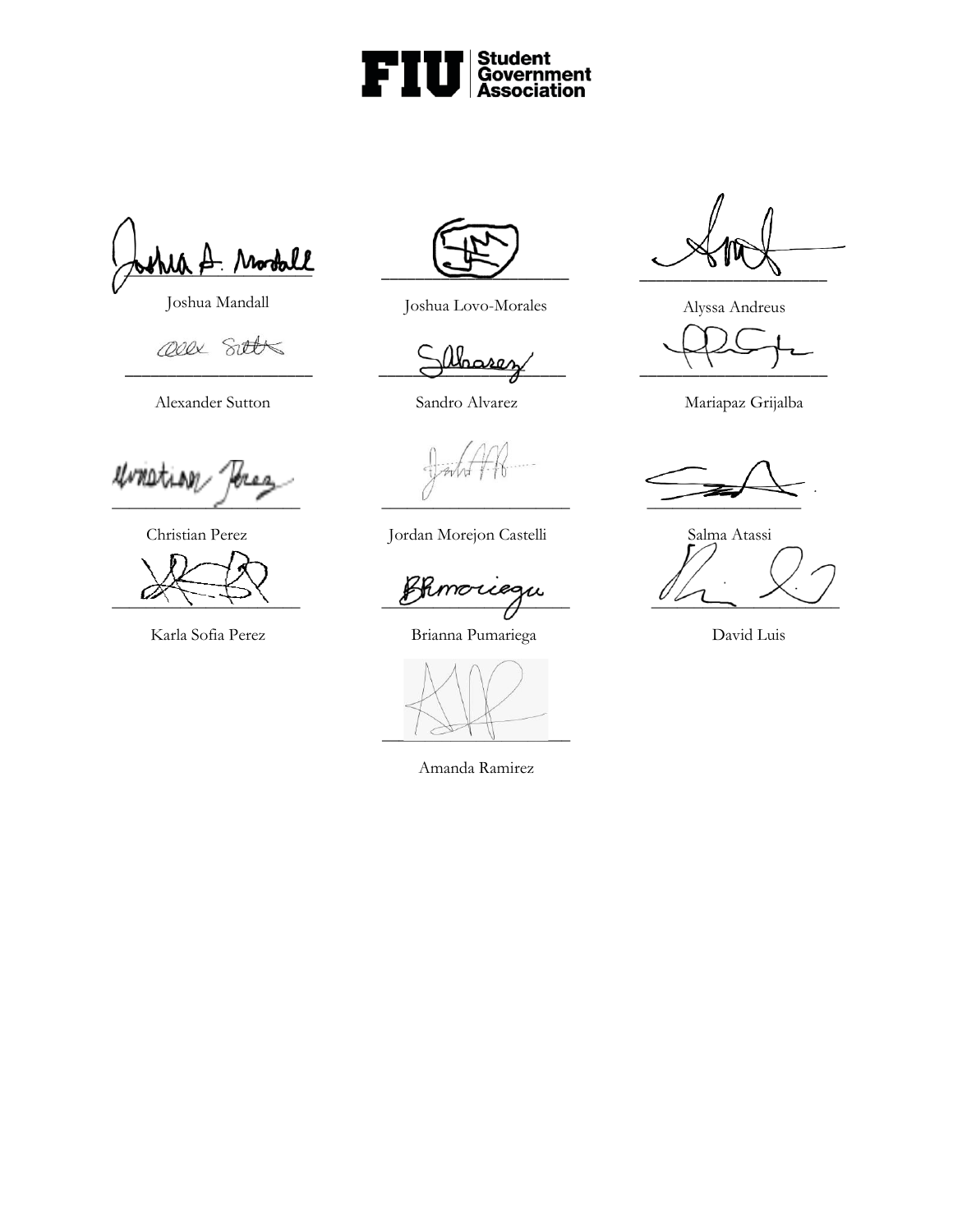**FIU | Student Government Association**

| | | |
|---|---|---|
| Joshua Mandall | Joshua Lovo-Morales | Alyssa Andreus |
| Alexander Sutton | Sandro Alvarez | Mariapaz Grijalba |
| Christian Perez | Jordan Morejon Castelli | Salma Atassi |
| Karla Sofia Perez | Brianna Pumariega | David Luis |
| | Amanda Ramirez | |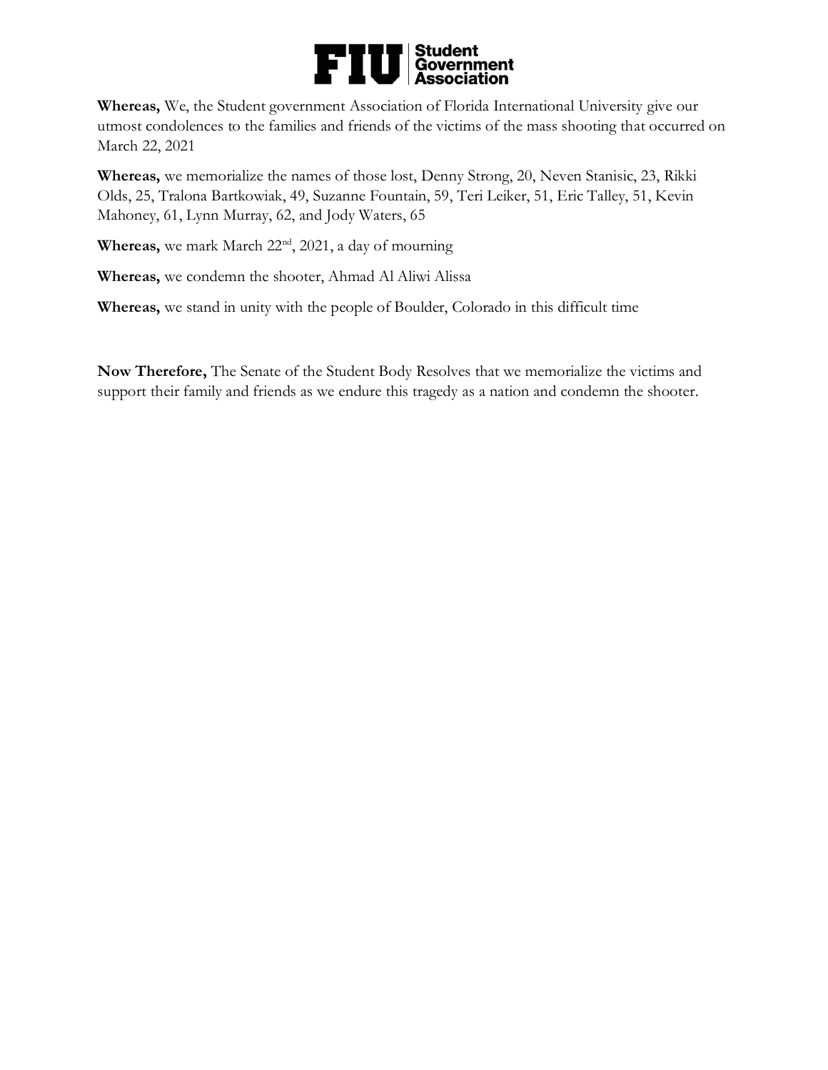**Whereas,** We, the Student government Association of Florida International University give our utmost condolences to the families and friends of the victims of the mass shooting that occurred on March 22, 2021

**Whereas,** we memorialize the names of those lost, Denny Strong, 20, Neven Stanisic, 23, Rikki Olds, 25, Tralona Bartkowiak, 49, Suzanne Fountain, 59, Teri Leiker, 51, Eric Talley, 51, Kevin Mahoney, 61, Lynn Murray, 62, and Jody Waters, 65

**Whereas,** we mark March 22nd, 2021, a day of mourning

**Whereas,** we condemn the shooter, Ahmad Al Aliwi Alissa

**Whereas,** we stand in unity with the people of Boulder, Colorado in this difficult time

**Now Therefore,** The Senate of the Student Body Resolves that we memorialize the victims and support their family and friends as we endure this tragedy as a nation and condemn the shooter.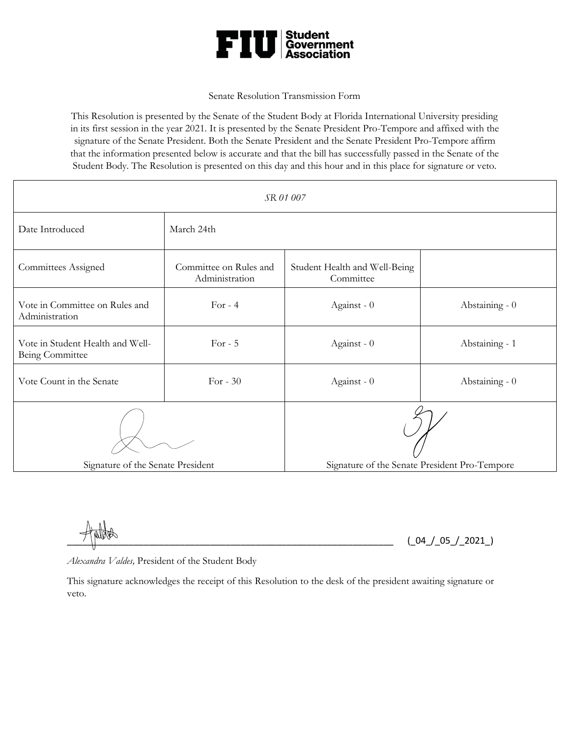**FIU | Student Government Association**

Senate Resolution Transmission Form

This Resolution is presented by the Senate of the Student Body at Florida International University presiding in its first session in the year 2021. It is presented by the Senate President Pro-Tempore and affixed with the signature of the Senate President. Both the Senate President and the Senate President Pro-Tempore affirm that the information presented below is accurate and that the bill has successfully passed in the Senate of the Student Body. The Resolution is presented on this day and this hour and in this place for signature or veto.

| *SR 01 007* | | | |
|---|---|---|---|
| Date Introduced | March 24th | | |
| Committees Assigned | Committee on Rules and Administration | Student Health and Well-Being Committee | |
| Vote in Committee on Rules and Administration | For - 4 | Against - 0 | Abstaining - 0 |
| Vote in Student Health and Well-Being Committee | For - 5 | Against - 0 | Abstaining - 1 |
| Vote Count in the Senate | For - 30 | Against - 0 | Abstaining - 0 |
| Signature of the Senate President | | Signature of the Senate President Pro-Tempore | |

\_\_\_\_\_\_\_\_\_\_\_\_\_\_\_\_\_\_\_\_\_\_\_\_\_\_\_\_\_\_\_\_\_\_\_\_\_\_\_\_\_\_\_\_\_\_\_\_ (_04_/_05_/_2021_)

*Alexandra Valdes,* President of the Student Body

This signature acknowledges the receipt of this Resolution to the desk of the president awaiting signature or veto.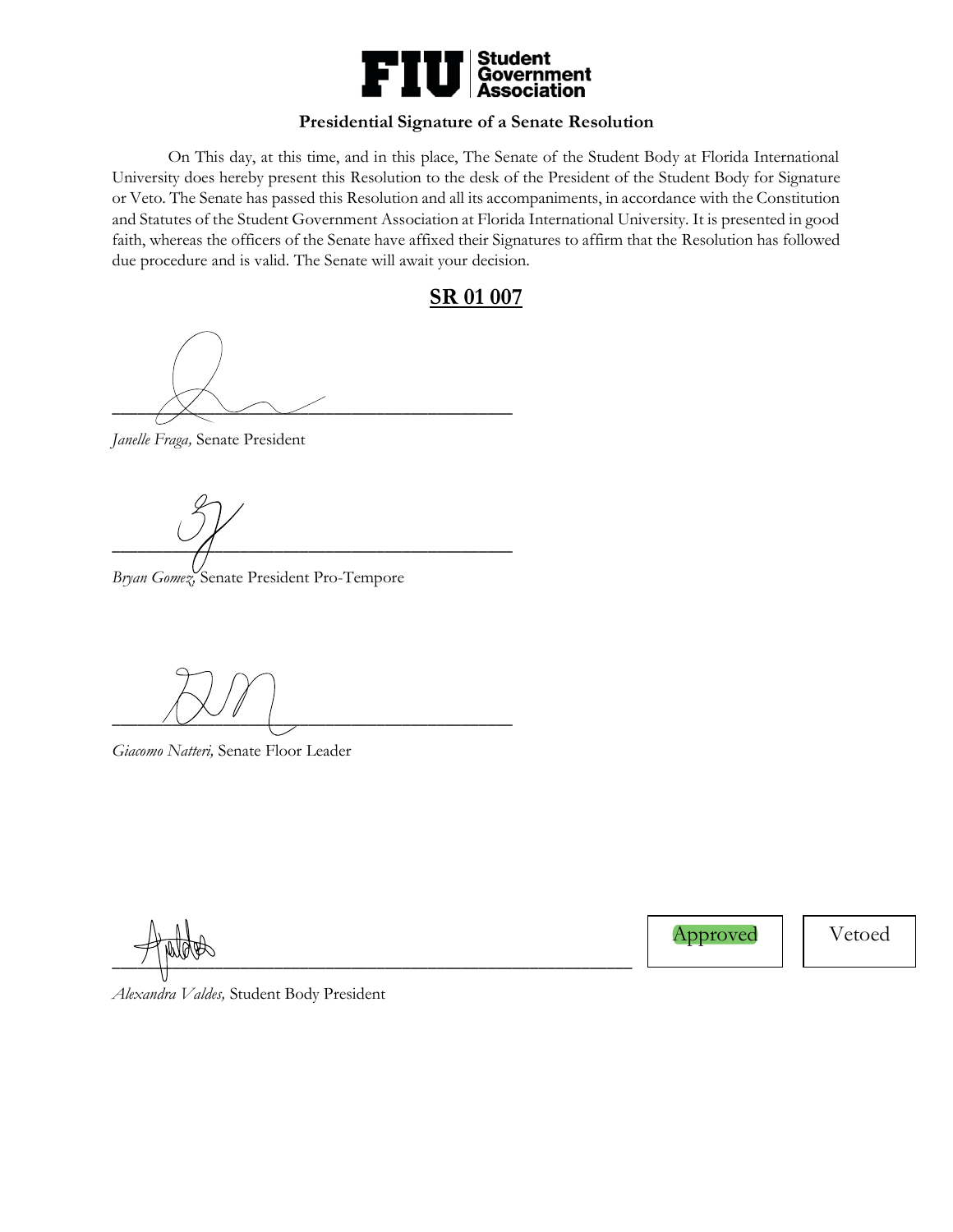**FIU | Student Government Association**

**Presidential Signature of a Senate Resolution**

On This day, at this time, and in this place, The Senate of the Student Body at Florida International University does hereby present this Resolution to the desk of the President of the Student Body for Signature or Veto. The Senate has passed this Resolution and all its accompaniments, in accordance with the Constitution and Statutes of the Student Government Association at Florida International University. It is presented in good faith, whereas the officers of the Senate have affixed their Signatures to affirm that the Resolution has followed due procedure and is valid. The Senate will await your decision.

## SR 01 007

\_\_\_\_\_\_\_\_\_\_\_\_\_\_\_\_\_\_\_\_\_\_\_\_\_\_\_\_\_\_\_\_\_\_\_\_\_\_\_\_

*Janelle Fraga,* Senate President

\_\_\_\_\_\_\_\_\_\_\_\_\_\_\_\_\_\_\_\_\_\_\_\_\_\_\_\_\_\_\_\_\_\_\_\_\_\_\_\_

*Bryan Gomez,* Senate President Pro-Tempore

\_\_\_\_\_\_\_\_\_\_\_\_\_\_\_\_\_\_\_\_\_\_\_\_\_\_\_\_\_\_\_\_\_\_\_\_\_\_\_\_

*Giacomo Natteri,* Senate Floor Leader

\_\_\_\_\_\_\_\_\_\_\_\_\_\_\_\_\_\_\_\_\_\_\_\_\_\_\_\_\_\_\_\_\_\_\_\_\_\_\_\_\_\_\_\_\_\_\_\_\_\_\_\_

*Alexandra Valdes,* Student Body President

| | |
|---|---|
| Approved | Vetoed |